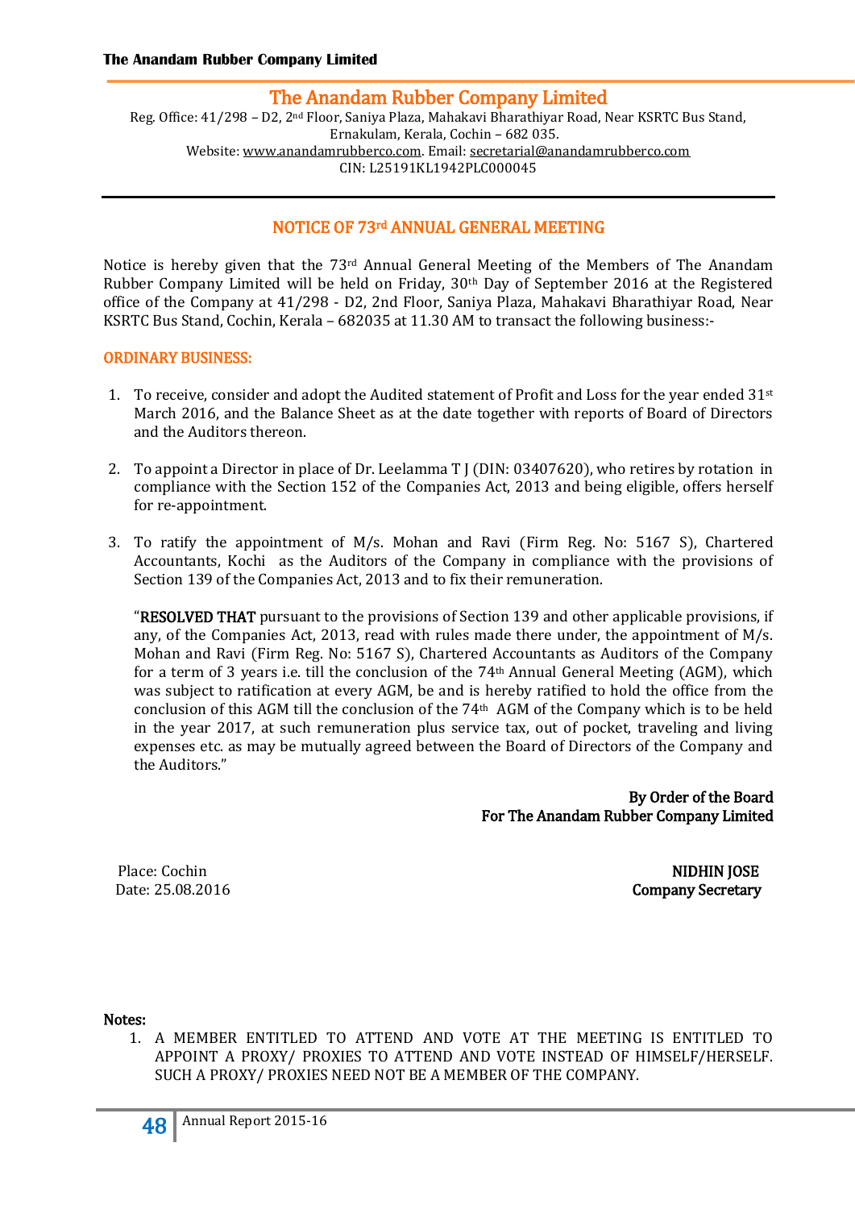# The Anandam Rubber Company Limited

Reg. Office: 41/298 – D2, 2nd Floor, Saniya Plaza, Mahakavi Bharathiyar Road, Near KSRTC Bus Stand, Ernakulam, Kerala, Cochin – 682 035.
Website: www.anandamrubberco.com. Email: secretarial@anandamrubberco.com
CIN: L25191KL1942PLC000045

## NOTICE OF 73rd ANNUAL GENERAL MEETING

Notice is hereby given that the 73rd Annual General Meeting of the Members of The Anandam Rubber Company Limited will be held on Friday, 30th Day of September 2016 at the Registered office of the Company at 41/298 - D2, 2nd Floor, Saniya Plaza, Mahakavi Bharathiyar Road, Near KSRTC Bus Stand, Cochin, Kerala – 682035 at 11.30 AM to transact the following business:-

### ORDINARY BUSINESS:

1. To receive, consider and adopt the Audited statement of Profit and Loss for the year ended 31st March 2016, and the Balance Sheet as at the date together with reports of Board of Directors and the Auditors thereon.

2. To appoint a Director in place of Dr. Leelamma T J (DIN: 03407620), who retires by rotation in compliance with the Section 152 of the Companies Act, 2013 and being eligible, offers herself for re-appointment.

3. To ratify the appointment of M/s. Mohan and Ravi (Firm Reg. No: 5167 S), Chartered Accountants, Kochi as the Auditors of the Company in compliance with the provisions of Section 139 of the Companies Act, 2013 and to fix their remuneration.

   "**RESOLVED THAT** pursuant to the provisions of Section 139 and other applicable provisions, if any, of the Companies Act, 2013, read with rules made there under, the appointment of M/s. Mohan and Ravi (Firm Reg. No: 5167 S), Chartered Accountants as Auditors of the Company for a term of 3 years i.e. till the conclusion of the 74th Annual General Meeting (AGM), which was subject to ratification at every AGM, be and is hereby ratified to hold the office from the conclusion of this AGM till the conclusion of the 74th AGM of the Company which is to be held in the year 2017, at such remuneration plus service tax, out of pocket, traveling and living expenses etc. as may be mutually agreed between the Board of Directors of the Company and the Auditors."

**By Order of the Board**
**For The Anandam Rubber Company Limited**

Place: Cochin
Date: 25.08.2016

**NIDHIN JOSE**
**Company Secretary**

**Notes:**

1. A MEMBER ENTITLED TO ATTEND AND VOTE AT THE MEETING IS ENTITLED TO APPOINT A PROXY/ PROXIES TO ATTEND AND VOTE INSTEAD OF HIMSELF/HERSELF. SUCH A PROXY/ PROXIES NEED NOT BE A MEMBER OF THE COMPANY.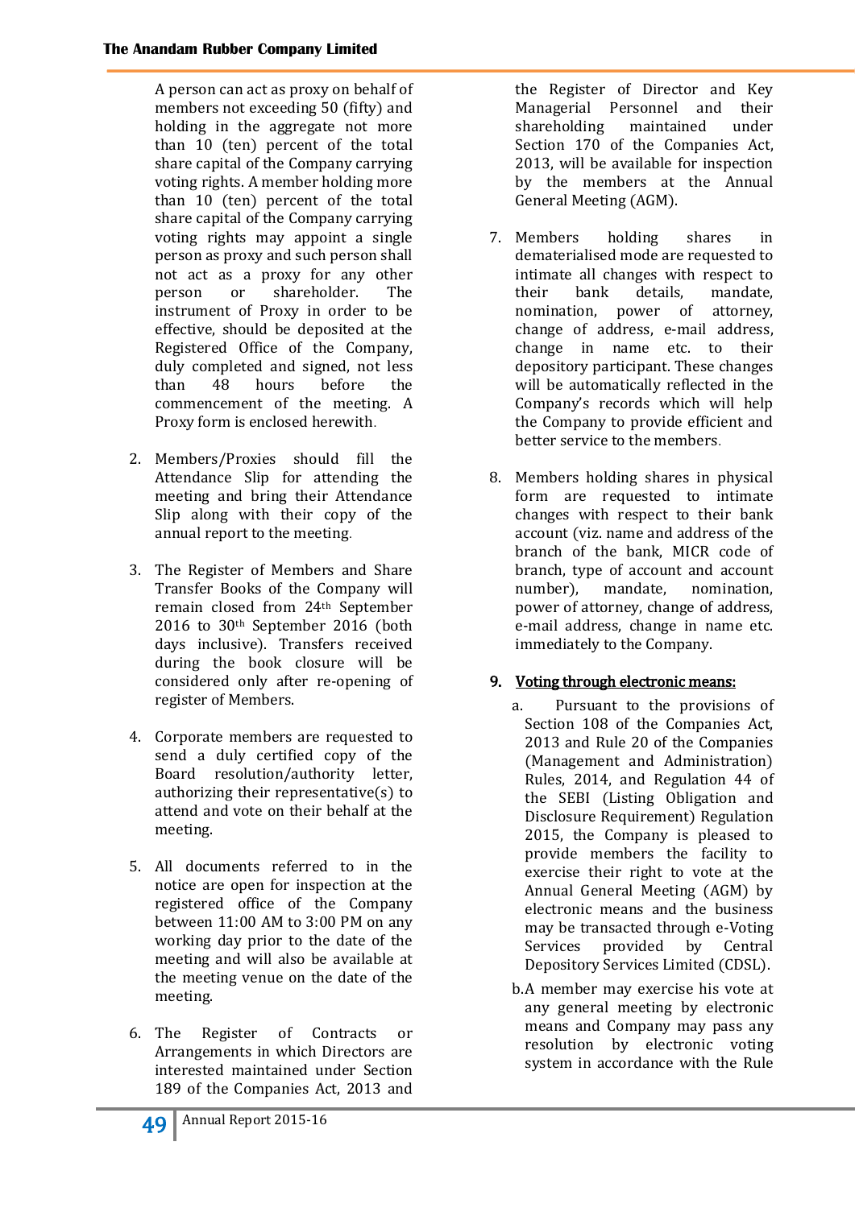A person can act as proxy on behalf of members not exceeding 50 (fifty) and holding in the aggregate not more than 10 (ten) percent of the total share capital of the Company carrying voting rights. A member holding more than 10 (ten) percent of the total share capital of the Company carrying voting rights may appoint a single person as proxy and such person shall not act as a proxy for any other person or shareholder. The instrument of Proxy in order to be effective, should be deposited at the Registered Office of the Company, duly completed and signed, not less than 48 hours before the commencement of the meeting. A Proxy form is enclosed herewith.

2. Members/Proxies should fill the Attendance Slip for attending the meeting and bring their Attendance Slip along with their copy of the annual report to the meeting.

3. The Register of Members and Share Transfer Books of the Company will remain closed from 24th September 2016 to 30th September 2016 (both days inclusive). Transfers received during the book closure will be considered only after re-opening of register of Members.

4. Corporate members are requested to send a duly certified copy of the Board resolution/authority letter, authorizing their representative(s) to attend and vote on their behalf at the meeting.

5. All documents referred to in the notice are open for inspection at the registered office of the Company between 11:00 AM to 3:00 PM on any working day prior to the date of the meeting and will also be available at the meeting venue on the date of the meeting.

6. The Register of Contracts or Arrangements in which Directors are interested maintained under Section 189 of the Companies Act, 2013 and the Register of Director and Key Managerial Personnel and their shareholding maintained under Section 170 of the Companies Act, 2013, will be available for inspection by the members at the Annual General Meeting (AGM).

7. Members holding shares in dematerialised mode are requested to intimate all changes with respect to their bank details, mandate, nomination, power of attorney, change of address, e-mail address, change in name etc. to their depository participant. These changes will be automatically reflected in the Company's records which will help the Company to provide efficient and better service to the members.

8. Members holding shares in physical form are requested to intimate changes with respect to their bank account (viz. name and address of the branch of the bank, MICR code of branch, type of account and account number), mandate, nomination, power of attorney, change of address, e-mail address, change in name etc. immediately to the Company.

9. **Voting through electronic means:**

   a. Pursuant to the provisions of Section 108 of the Companies Act, 2013 and Rule 20 of the Companies (Management and Administration) Rules, 2014, and Regulation 44 of the SEBI (Listing Obligation and Disclosure Requirement) Regulation 2015, the Company is pleased to provide members the facility to exercise their right to vote at the Annual General Meeting (AGM) by electronic means and the business may be transacted through e-Voting Services provided by Central Depository Services Limited (CDSL).

   b. A member may exercise his vote at any general meeting by electronic means and Company may pass any resolution by electronic voting system in accordance with the Rule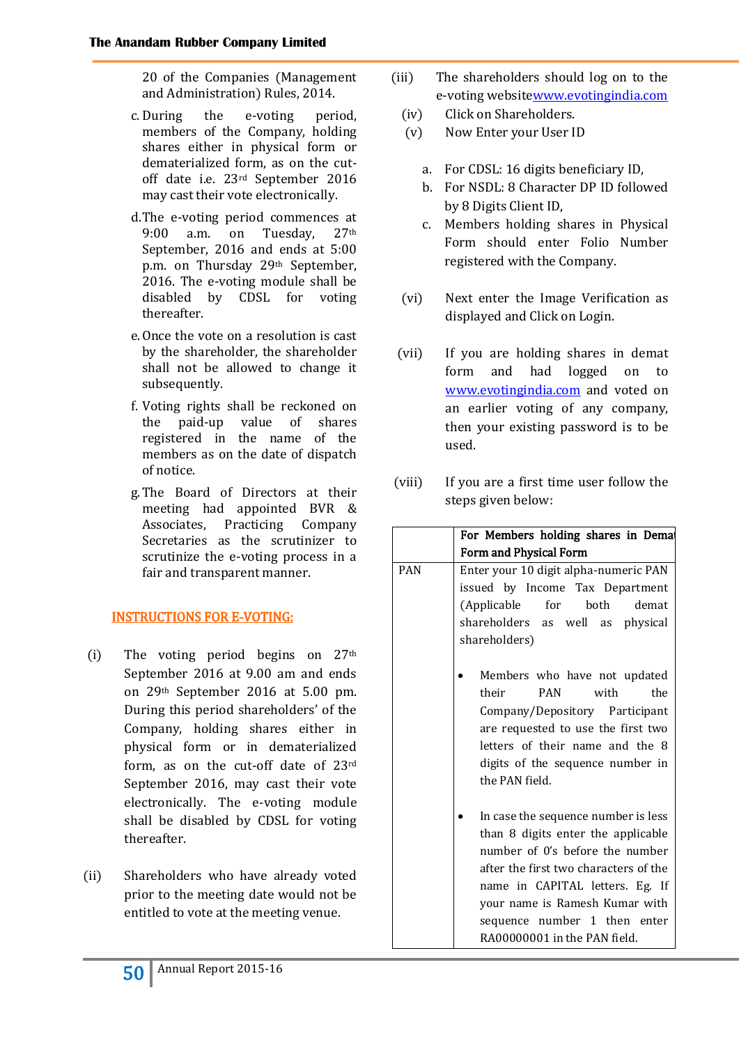20 of the Companies (Management and Administration) Rules, 2014.

c. During the e-voting period, members of the Company, holding shares either in physical form or dematerialized form, as on the cut-off date i.e. 23rd September 2016 may cast their vote electronically.

d. The e-voting period commences at 9:00 a.m. on Tuesday, 27th September, 2016 and ends at 5:00 p.m. on Thursday 29th September, 2016. The e-voting module shall be disabled by CDSL for voting thereafter.

e. Once the vote on a resolution is cast by the shareholder, the shareholder shall not be allowed to change it subsequently.

f. Voting rights shall be reckoned on the paid-up value of shares registered in the name of the members as on the date of dispatch of notice.

g. The Board of Directors at their meeting had appointed BVR & Associates, Practicing Company Secretaries as the scrutinizer to scrutinize the e-voting process in a fair and transparent manner.

## INSTRUCTIONS FOR E-VOTING:

(i) The voting period begins on 27th September 2016 at 9.00 am and ends on 29th September 2016 at 5.00 pm. During this period shareholders' of the Company, holding shares either in physical form or in dematerialized form, as on the cut-off date of 23rd September 2016, may cast their vote electronically. The e-voting module shall be disabled by CDSL for voting thereafter.

(ii) Shareholders who have already voted prior to the meeting date would not be entitled to vote at the meeting venue.

(iii) The shareholders should log on to the e-voting website www.evotingindia.com

(iv) Click on Shareholders.

(v) Now Enter your User ID

a. For CDSL: 16 digits beneficiary ID,

b. For NSDL: 8 Character DP ID followed by 8 Digits Client ID,

c. Members holding shares in Physical Form should enter Folio Number registered with the Company.

(vi) Next enter the Image Verification as displayed and Click on Login.

(vii) If you are holding shares in demat form and had logged on to www.evotingindia.com and voted on an earlier voting of any company, then your existing password is to be used.

(viii) If you are a first time user follow the steps given below:

| | **For Members holding shares in Demat Form and Physical Form** |
|---|---|
| PAN | Enter your 10 digit alpha-numeric PAN issued by Income Tax Department (Applicable for both demat shareholders as well as physical shareholders)<br><br>• Members who have not updated their PAN with the Company/Depository Participant are requested to use the first two letters of their name and the 8 digits of the sequence number in the PAN field.<br><br>• In case the sequence number is less than 8 digits enter the applicable number of 0's before the number after the first two characters of the name in CAPITAL letters. Eg. If your name is Ramesh Kumar with sequence number 1 then enter RA00000001 in the PAN field. |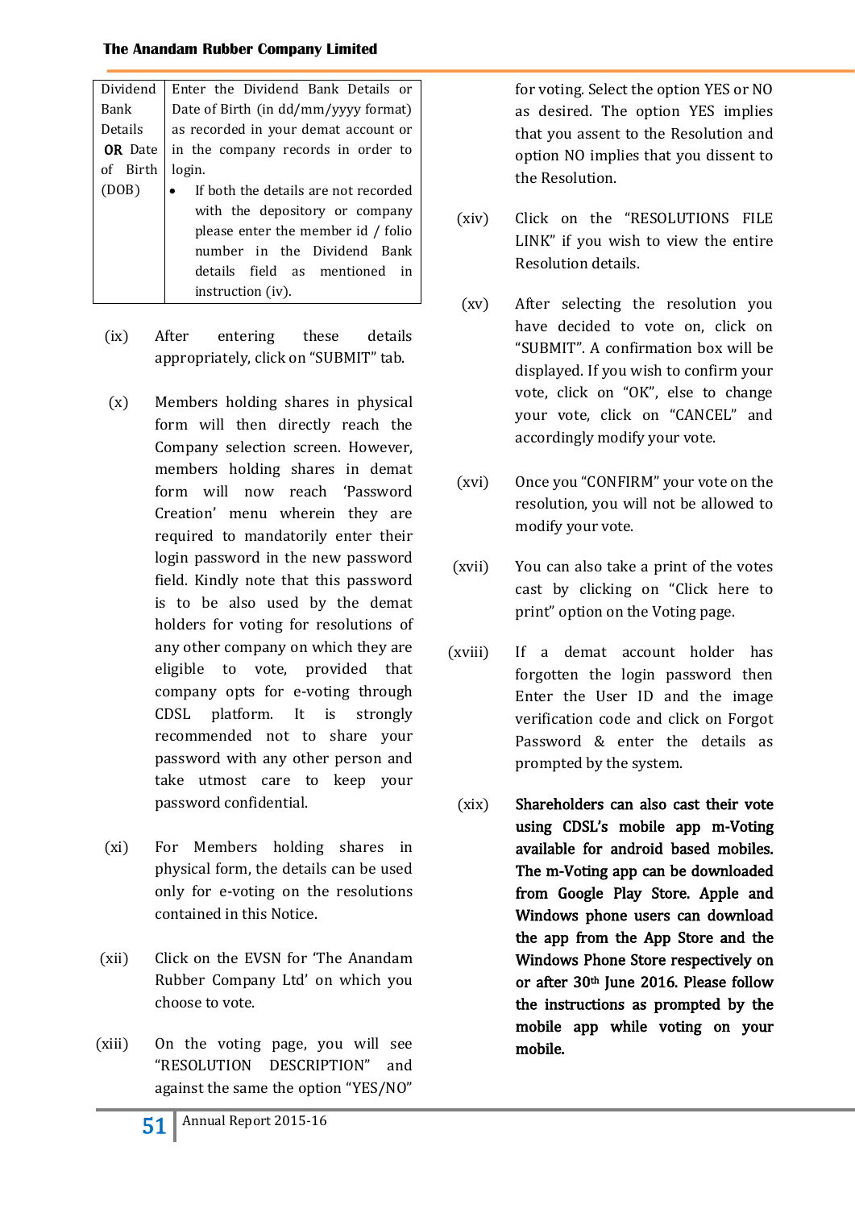| Dividend Bank Details **OR** Date of Birth (DOB) | Enter the Dividend Bank Details or Date of Birth (in dd/mm/yyyy format) as recorded in your demat account or in the company records in order to login.<br>• If both the details are not recorded with the depository or company please enter the member id / folio number in the Dividend Bank details field as mentioned in instruction (iv). |
|---|---|

(ix) After entering these details appropriately, click on "SUBMIT" tab.

(x) Members holding shares in physical form will then directly reach the Company selection screen. However, members holding shares in demat form will now reach 'Password Creation' menu wherein they are required to mandatorily enter their login password in the new password field. Kindly note that this password is to be also used by the demat holders for voting for resolutions of any other company on which they are eligible to vote, provided that company opts for e-voting through CDSL platform. It is strongly recommended not to share your password with any other person and take utmost care to keep your password confidential.

(xi) For Members holding shares in physical form, the details can be used only for e-voting on the resolutions contained in this Notice.

(xii) Click on the EVSN for 'The Anandam Rubber Company Ltd' on which you choose to vote.

(xiii) On the voting page, you will see "RESOLUTION DESCRIPTION" and against the same the option "YES/NO" for voting. Select the option YES or NO as desired. The option YES implies that you assent to the Resolution and option NO implies that you dissent to the Resolution.

(xiv) Click on the "RESOLUTIONS FILE LINK" if you wish to view the entire Resolution details.

(xv) After selecting the resolution you have decided to vote on, click on "SUBMIT". A confirmation box will be displayed. If you wish to confirm your vote, click on "OK", else to change your vote, click on "CANCEL" and accordingly modify your vote.

(xvi) Once you "CONFIRM" your vote on the resolution, you will not be allowed to modify your vote.

(xvii) You can also take a print of the votes cast by clicking on "Click here to print" option on the Voting page.

(xviii) If a demat account holder has forgotten the login password then Enter the User ID and the image verification code and click on Forgot Password & enter the details as prompted by the system.

(xix) **Shareholders can also cast their vote using CDSL's mobile app m-Voting available for android based mobiles. The m-Voting app can be downloaded from Google Play Store. Apple and Windows phone users can download the app from the App Store and the Windows Phone Store respectively on or after 30th June 2016. Please follow the instructions as prompted by the mobile app while voting on your mobile.**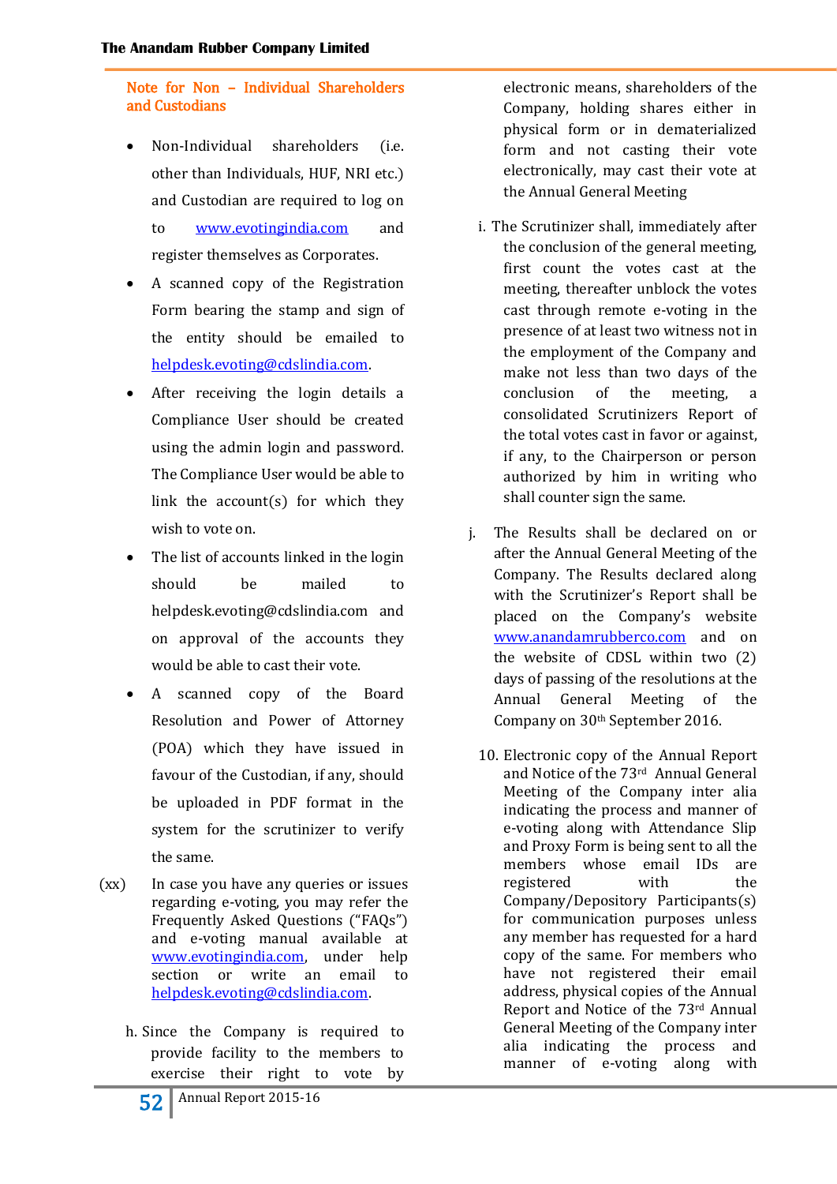#### Note for Non – Individual Shareholders and Custodians

- Non-Individual shareholders (i.e. other than Individuals, HUF, NRI etc.) and Custodian are required to log on to www.evotingindia.com and register themselves as Corporates.
- A scanned copy of the Registration Form bearing the stamp and sign of the entity should be emailed to helpdesk.evoting@cdslindia.com.
- After receiving the login details a Compliance User should be created using the admin login and password. The Compliance User would be able to link the account(s) for which they wish to vote on.
- The list of accounts linked in the login should be mailed to helpdesk.evoting@cdslindia.com and on approval of the accounts they would be able to cast their vote.
- A scanned copy of the Board Resolution and Power of Attorney (POA) which they have issued in favour of the Custodian, if any, should be uploaded in PDF format in the system for the scrutinizer to verify the same.

(xx) In case you have any queries or issues regarding e-voting, you may refer the Frequently Asked Questions ("FAQs") and e-voting manual available at www.evotingindia.com, under help section or write an email to helpdesk.evoting@cdslindia.com.

h. Since the Company is required to provide facility to the members to exercise their right to vote by electronic means, shareholders of the Company, holding shares either in physical form or in dematerialized form and not casting their vote electronically, may cast their vote at the Annual General Meeting

i. The Scrutinizer shall, immediately after the conclusion of the general meeting, first count the votes cast at the meeting, thereafter unblock the votes cast through remote e-voting in the presence of at least two witness not in the employment of the Company and make not less than two days of the conclusion of the meeting, a consolidated Scrutinizers Report of the total votes cast in favor or against, if any, to the Chairperson or person authorized by him in writing who shall counter sign the same.

j. The Results shall be declared on or after the Annual General Meeting of the Company. The Results declared along with the Scrutinizer's Report shall be placed on the Company's website www.anandamrubberco.com and on the website of CDSL within two (2) days of passing of the resolutions at the Annual General Meeting of the Company on 30th September 2016.

10. Electronic copy of the Annual Report and Notice of the 73rd Annual General Meeting of the Company inter alia indicating the process and manner of e-voting along with Attendance Slip and Proxy Form is being sent to all the members whose email IDs are registered with the Company/Depository Participants(s) for communication purposes unless any member has requested for a hard copy of the same. For members who have not registered their email address, physical copies of the Annual Report and Notice of the 73rd Annual General Meeting of the Company inter alia indicating the process and manner of e-voting along with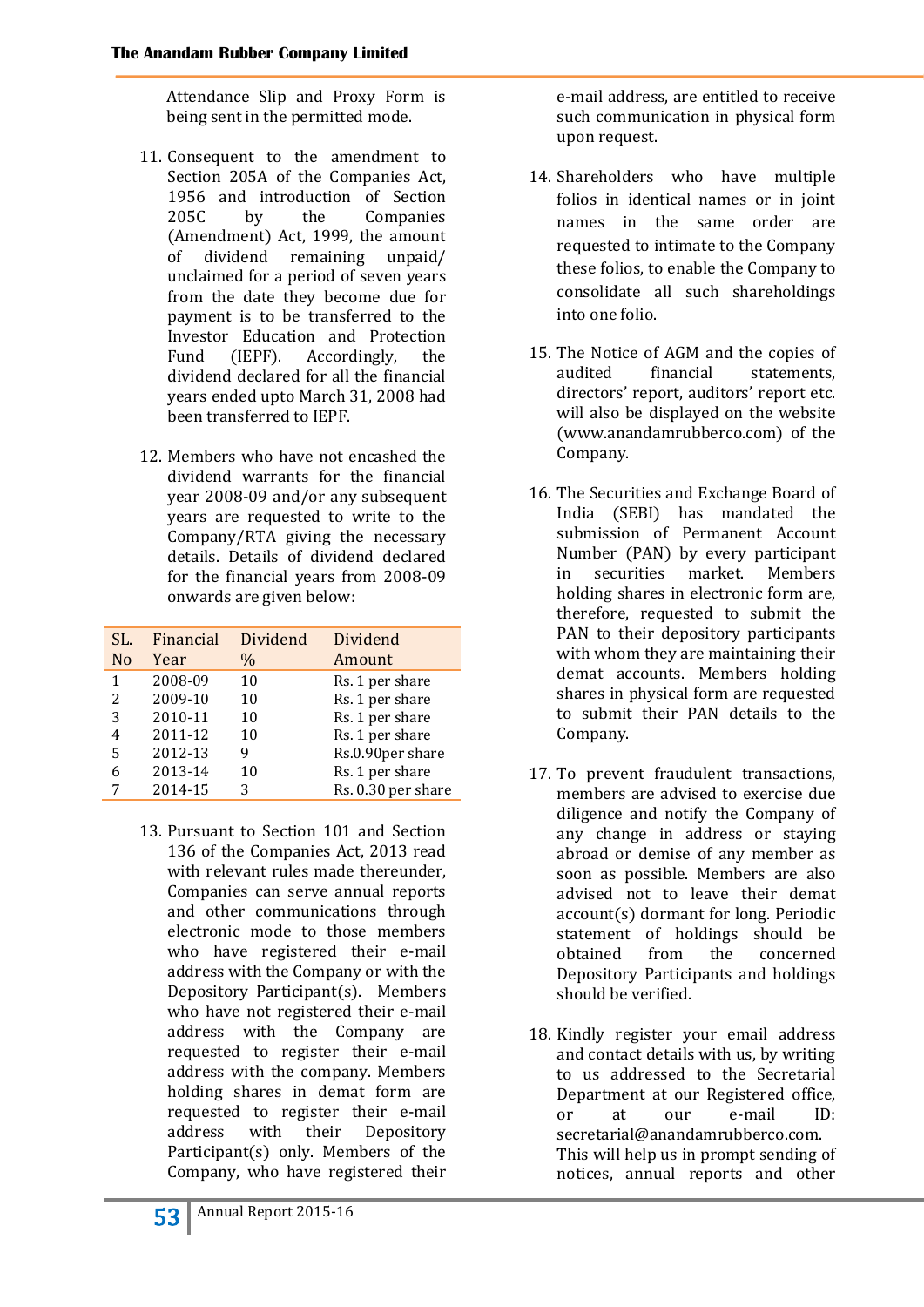Attendance Slip and Proxy Form is being sent in the permitted mode.

11. Consequent to the amendment to Section 205A of the Companies Act, 1956 and introduction of Section 205C by the Companies (Amendment) Act, 1999, the amount of dividend remaining unpaid/ unclaimed for a period of seven years from the date they become due for payment is to be transferred to the Investor Education and Protection Fund (IEPF). Accordingly, the dividend declared for all the financial years ended upto March 31, 2008 had been transferred to IEPF.

12. Members who have not encashed the dividend warrants for the financial year 2008-09 and/or any subsequent years are requested to write to the Company/RTA giving the necessary details. Details of dividend declared for the financial years from 2008-09 onwards are given below:

| SL. No | Financial Year | Dividend % | Dividend Amount |
|---|---|---|---|
| 1 | 2008-09 | 10 | Rs. 1 per share |
| 2 | 2009-10 | 10 | Rs. 1 per share |
| 3 | 2010-11 | 10 | Rs. 1 per share |
| 4 | 2011-12 | 10 | Rs. 1 per share |
| 5 | 2012-13 | 9 | Rs.0.90per share |
| 6 | 2013-14 | 10 | Rs. 1 per share |
| 7 | 2014-15 | 3 | Rs. 0.30 per share |

13. Pursuant to Section 101 and Section 136 of the Companies Act, 2013 read with relevant rules made thereunder, Companies can serve annual reports and other communications through electronic mode to those members who have registered their e-mail address with the Company or with the Depository Participant(s). Members who have not registered their e-mail address with the Company are requested to register their e-mail address with the company. Members holding shares in demat form are requested to register their e-mail address with their Depository Participant(s) only. Members of the Company, who have registered their e-mail address, are entitled to receive such communication in physical form upon request.

14. Shareholders who have multiple folios in identical names or in joint names in the same order are requested to intimate to the Company these folios, to enable the Company to consolidate all such shareholdings into one folio.

15. The Notice of AGM and the copies of audited financial statements, directors' report, auditors' report etc. will also be displayed on the website (www.anandamrubberco.com) of the Company.

16. The Securities and Exchange Board of India (SEBI) has mandated the submission of Permanent Account Number (PAN) by every participant in securities market. Members holding shares in electronic form are, therefore, requested to submit the PAN to their depository participants with whom they are maintaining their demat accounts. Members holding shares in physical form are requested to submit their PAN details to the Company.

17. To prevent fraudulent transactions, members are advised to exercise due diligence and notify the Company of any change in address or staying abroad or demise of any member as soon as possible. Members are also advised not to leave their demat account(s) dormant for long. Periodic statement of holdings should be obtained from the concerned Depository Participants and holdings should be verified.

18. Kindly register your email address and contact details with us, by writing to us addressed to the Secretarial Department at our Registered office, or at our e-mail ID: secretarial@anandamrubberco.com. This will help us in prompt sending of notices, annual reports and other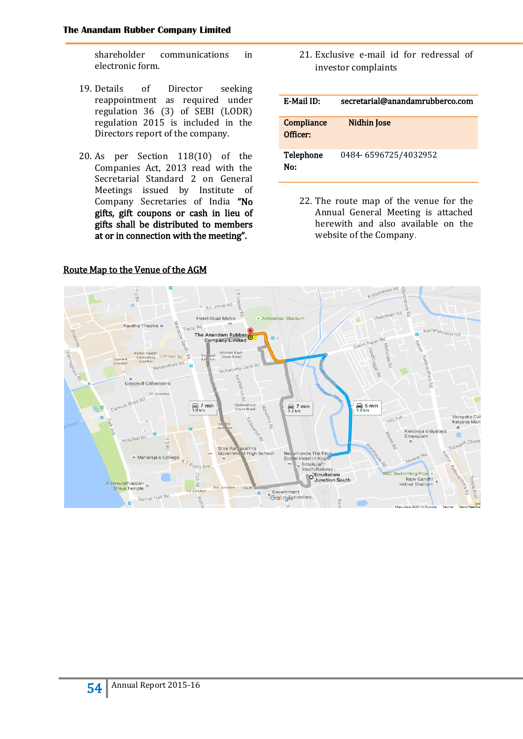shareholder communications in electronic form.

19. Details of Director seeking reappointment as required under regulation 36 (3) of SEBI (LODR) regulation 2015 is included in the Directors report of the company.

20. As per Section 118(10) of the Companies Act, 2013 read with the Secretarial Standard 2 on General Meetings issued by Institute of Company Secretaries of India **"No gifts, gift coupons or cash in lieu of gifts shall be distributed to members at or in connection with the meeting".**

21. Exclusive e-mail id for redressal of investor complaints

| **E-Mail ID:** | **secretarial@anandamrubberco.com** |
|---|---|
| **Compliance Officer:** | **Nidhin Jose** |
| **Telephone No:** | 0484- 6596725/4032952 |

22. The route map of the venue for the Annual General Meeting is attached herewith and also available on the website of the Company.

## Route Map to the Venue of the AGM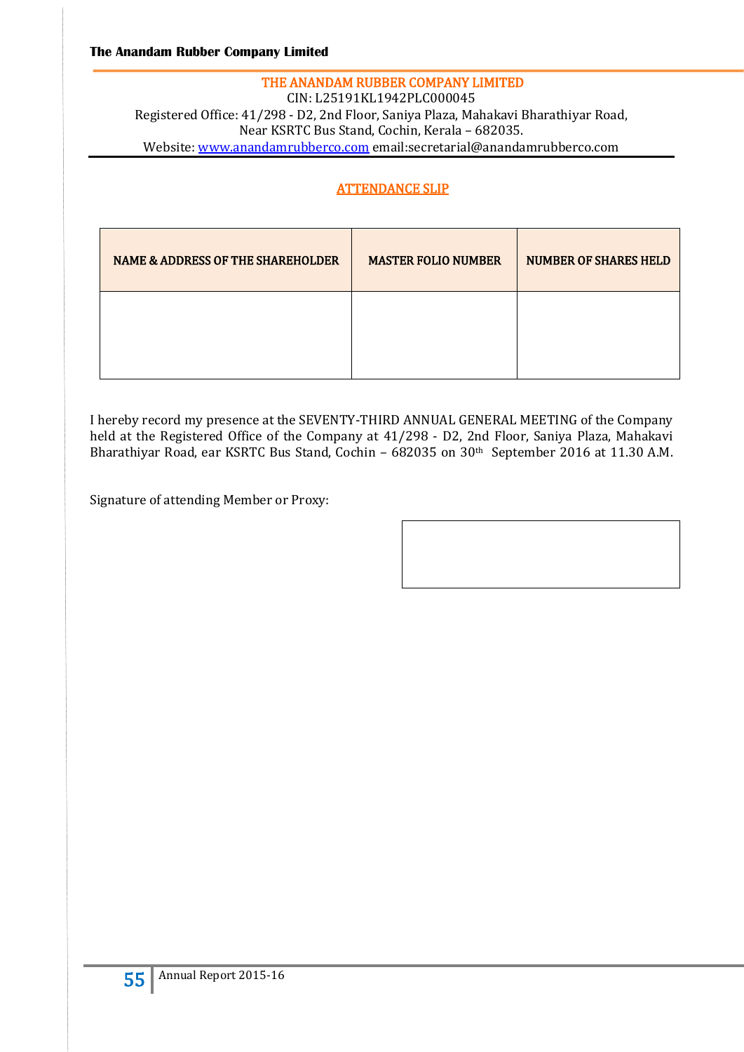**THE ANANDAM RUBBER COMPANY LIMITED**
CIN: L25191KL1942PLC000045
Registered Office: 41/298 - D2, 2nd Floor, Saniya Plaza, Mahakavi Bharathiyar Road, Near KSRTC Bus Stand, Cochin, Kerala – 682035.
Website: www.anandamrubberco.com email:secretarial@anandamrubberco.com

## ATTENDANCE SLIP

| NAME & ADDRESS OF THE SHAREHOLDER | MASTER FOLIO NUMBER | NUMBER OF SHARES HELD |
|---|---|---|
| | | |

I hereby record my presence at the SEVENTY-THIRD ANNUAL GENERAL MEETING of the Company held at the Registered Office of the Company at 41/298 - D2, 2nd Floor, Saniya Plaza, Mahakavi Bharathiyar Road, ear KSRTC Bus Stand, Cochin – 682035 on 30th September 2016 at 11.30 A.M.

Signature of attending Member or Proxy: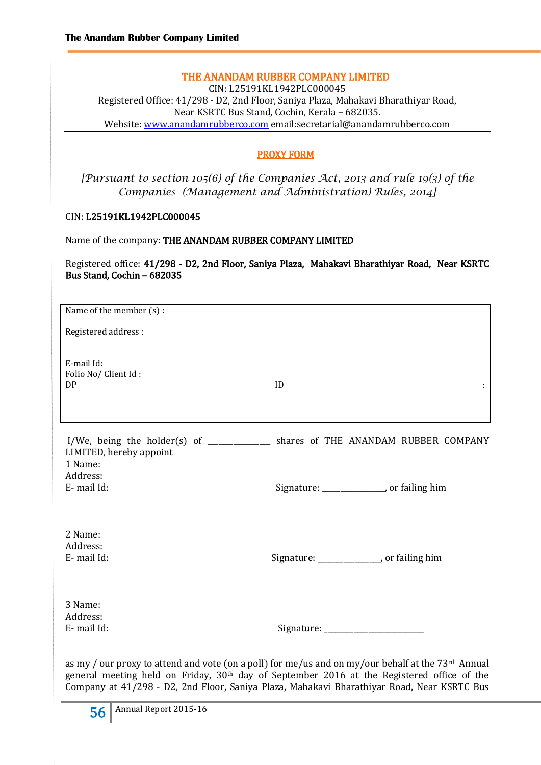## THE ANANDAM RUBBER COMPANY LIMITED

CIN: L25191KL1942PLC000045
Registered Office: 41/298 - D2, 2nd Floor, Saniya Plaza, Mahakavi Bharathiyar Road, Near KSRTC Bus Stand, Cochin, Kerala – 682035.
Website: www.anandamrubberco.com email:secretarial@anandamrubberco.com

## PROXY FORM

*[Pursuant to section 105(6) of the Companies Act, 2013 and rule 19(3) of the Companies (Management and Administration) Rules, 2014]*

CIN: **L25191KL1942PLC000045**

Name of the company: **THE ANANDAM RUBBER COMPANY LIMITED**

Registered office: **41/298 - D2, 2nd Floor, Saniya Plaza, Mahakavi Bharathiyar Road, Near KSRTC Bus Stand, Cochin – 682035**

Name of the member (s) :

Registered address :

E-mail Id:
Folio No/ Client Id :
DP ID :

I/We, being the holder(s) of _______________ shares of THE ANANDAM RUBBER COMPANY LIMITED, hereby appoint

1 Name:
Address:
E- mail Id: Signature: _______________, or failing him

2 Name:
Address:
E- mail Id: Signature: _______________, or failing him

3 Name:
Address:
E- mail Id: Signature: _________________________

as my / our proxy to attend and vote (on a poll) for me/us and on my/our behalf at the 73rd Annual general meeting held on Friday, 30th day of September 2016 at the Registered office of the Company at 41/298 - D2, 2nd Floor, Saniya Plaza, Mahakavi Bharathiyar Road, Near KSRTC Bus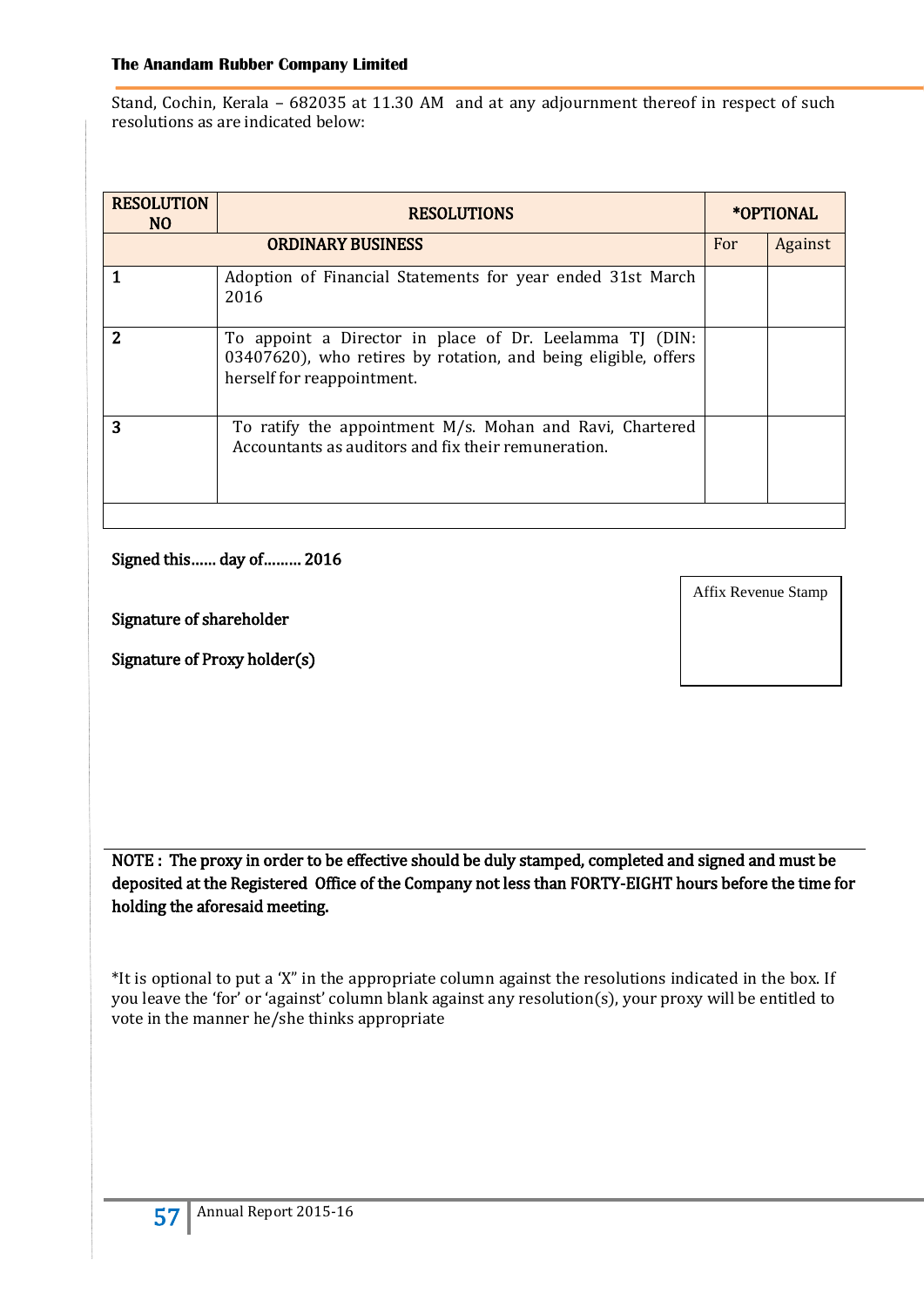Stand, Cochin, Kerala – 682035 at 11.30 AM and at any adjournment thereof in respect of such resolutions as are indicated below:

| RESOLUTION NO | RESOLUTIONS | *OPTIONAL | |
|---|---|---|---|
| ORDINARY BUSINESS | | For | Against |
| 1 | Adoption of Financial Statements for year ended 31st March 2016 | | |
| 2 | To appoint a Director in place of Dr. Leelamma TJ (DIN: 03407620), who retires by rotation, and being eligible, offers herself for reappointment. | | |
| 3 | To ratify the appointment M/s. Mohan and Ravi, Chartered Accountants as auditors and fix their remuneration. | | |
| | | | |

Signed this...... day of......... 2016

Signature of shareholder

Signature of Proxy holder(s)

Affix Revenue Stamp

**NOTE : The proxy in order to be effective should be duly stamped, completed and signed and must be deposited at the Registered Office of the Company not less than FORTY-EIGHT hours before the time for holding the aforesaid meeting.**

*It is optional to put a 'X" in the appropriate column against the resolutions indicated in the box. If you leave the 'for' or 'against' column blank against any resolution(s), your proxy will be entitled to vote in the manner he/she thinks appropriate